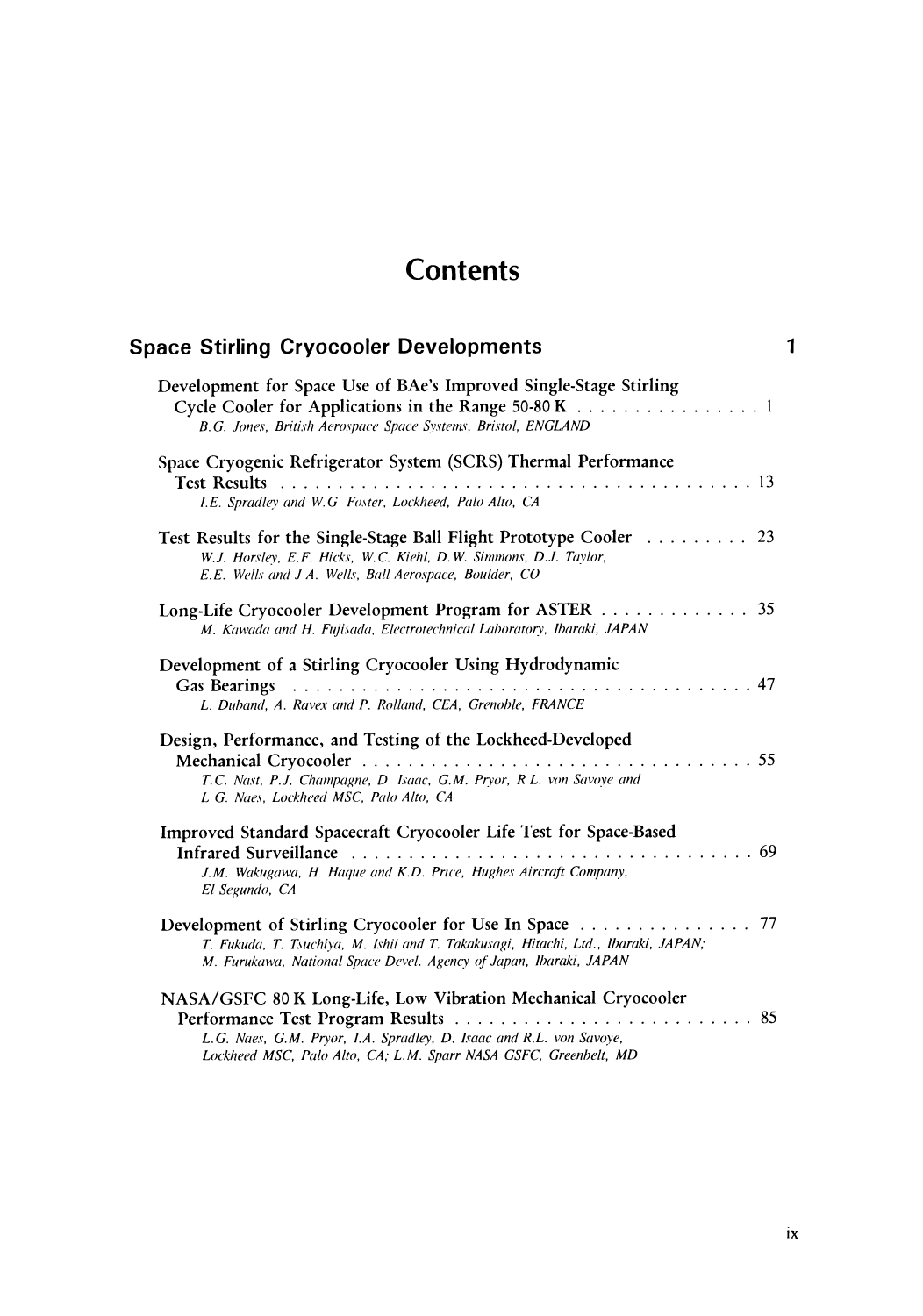# Contents

## Space Stirling Cryocooler Developments 1

Development for Space Use of BAe's Improved Single-Stage Stirling Cycle Cooler for Applications in the Range 50-80 K . . . . . . . . . . . . . . . . 1
*B.G. Jones, British Aerospace Space Systems, Bristol, ENGLAND*

Space Cryogenic Refrigerator System (SCRS) Thermal Performance Test Results . . . . . . . . . . . . . . . . . . . . . . . . . . . . . . . . . . . . . . . . 13
*I.E. Spradley and W.G Foster, Lockheed, Palo Alto, CA*

Test Results for the Single-Stage Ball Flight Prototype Cooler . . . . . . . . . 23
*W.J. Horsley, E.F. Hicks, W.C. Kiehl, D.W. Simmons, D.J. Taylor, E.E. Wells and J A. Wells, Ball Aerospace, Boulder, CO*

Long-Life Cryocooler Development Program for ASTER . . . . . . . . . . . . . 35
*M. Kawada and H. Fujisada, Electrotechnical Laboratory, Ibaraki, JAPAN*

Development of a Stirling Cryocooler Using Hydrodynamic Gas Bearings . . . . . . . . . . . . . . . . . . . . . . . . . . . . . . . . . . . . . . . . 47
*L. Duband, A. Ravex and P. Rolland, CEA, Grenoble, FRANCE*

Design, Performance, and Testing of the Lockheed-Developed Mechanical Cryocooler . . . . . . . . . . . . . . . . . . . . . . . . . . . . . . . . . . 55
*T.C. Nast, P.J. Champagne, D Isaac, G.M. Pryor, R L. von Savoye and L G. Naes, Lockheed MSC, Palo Alto, CA*

Improved Standard Spacecraft Cryocooler Life Test for Space-Based Infrared Surveillance . . . . . . . . . . . . . . . . . . . . . . . . . . . . . . . . . . . 69
*J.M. Wakugawa, H Haque and K.D. Price, Hughes Aircraft Company, El Segundo, CA*

Development of Stirling Cryocooler for Use In Space . . . . . . . . . . . . . . . 77
*T. Fukuda, T. Tsuchiya, M. Ishii and T. Takakusagi, Hitachi, Ltd., Ibaraki, JAPAN; M. Furukawa, National Space Devel. Agency of Japan, Ibaraki, JAPAN*

NASA/GSFC 80 K Long-Life, Low Vibration Mechanical Cryocooler Performance Test Program Results . . . . . . . . . . . . . . . . . . . . . . . . . . 85
*L.G. Naes, G.M. Pryor, I.A. Spradley, D. Isaac and R.L. von Savoye, Lockheed MSC, Palo Alto, CA; L.M. Sparr NASA GSFC, Greenbelt, MD*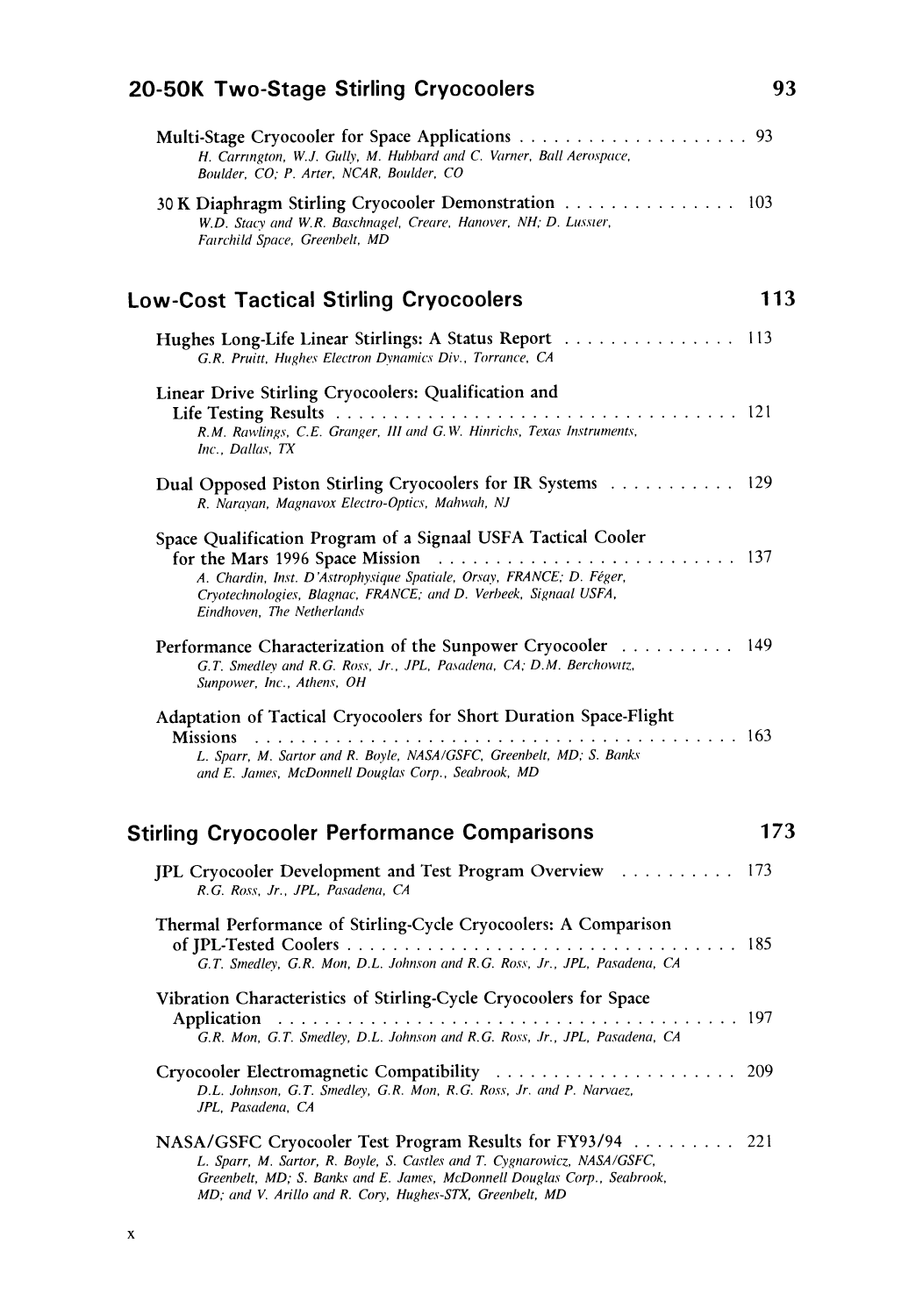## 20-50K Two-Stage Stirling Cryocoolers 93

Multi-Stage Cryocooler for Space Applications . . . . . . . . . . . . . . . . . . . . 93
*H. Carrington, W.J. Gully, M. Hubbard and C. Varner, Ball Aerospace, Boulder, CO; P. Arter, NCAR, Boulder, CO*

30 K Diaphragm Stirling Cryocooler Demonstration . . . . . . . . . . . . . . . 103
*W.D. Stacy and W.R. Baschnagel, Creare, Hanover, NH; D. Lussier, Fairchild Space, Greenbelt, MD*

## Low-Cost Tactical Stirling Cryocoolers 113

Hughes Long-Life Linear Stirlings: A Status Report . . . . . . . . . . . . . . . 113
*G.R. Pruitt, Hughes Electron Dynamics Div., Torrance, CA*

Linear Drive Stirling Cryocoolers: Qualification and Life Testing Results . . . . . . . . . . . . . . . . . . . . . . . . . . . . . . . . . . . 121
*R.M. Rawlings, C.E. Granger, III and G.W. Hinrichs, Texas Instruments, Inc., Dallas, TX*

Dual Opposed Piston Stirling Cryocoolers for IR Systems . . . . . . . . . . . 129
*R. Narayan, Magnavox Electro-Optics, Mahwah, NJ*

Space Qualification Program of a Signaal USFA Tactical Cooler for the Mars 1996 Space Mission . . . . . . . . . . . . . . . . . . . . . . . . . . 137
*A. Chardin, Inst. D'Astrophysique Spatiale, Orsay, FRANCE; D. Féger, Cryotechnologies, Blagnac, FRANCE; and D. Verbeek, Signaal USFA, Eindhoven, The Netherlands*

Performance Characterization of the Sunpower Cryocooler . . . . . . . . . . 149
*G.T. Smedley and R.G. Ross, Jr., JPL, Pasadena, CA; D.M. Berchowitz, Sunpower, Inc., Athens, OH*

Adaptation of Tactical Cryocoolers for Short Duration Space-Flight Missions . . . . . . . . . . . . . . . . . . . . . . . . . . . . . . . . . . . . . . . 163
*L. Sparr, M. Sartor and R. Boyle, NASA/GSFC, Greenbelt, MD; S. Banks and E. James, McDonnell Douglas Corp., Seabrook, MD*

## Stirling Cryocooler Performance Comparisons 173

JPL Cryocooler Development and Test Program Overview . . . . . . . . . . 173
*R.G. Ross, Jr., JPL, Pasadena, CA*

Thermal Performance of Stirling-Cycle Cryocoolers: A Comparison of JPL-Tested Coolers . . . . . . . . . . . . . . . . . . . . . . . . . . . . . . . . . . 185
*G.T. Smedley, G.R. Mon, D.L. Johnson and R.G. Ross, Jr., JPL, Pasadena, CA*

Vibration Characteristics of Stirling-Cycle Cryocoolers for Space Application . . . . . . . . . . . . . . . . . . . . . . . . . . . . . . . . . . . . . 197
*G.R. Mon, G.T. Smedley, D.L. Johnson and R.G. Ross, Jr., JPL, Pasadena, CA*

Cryocooler Electromagnetic Compatibility . . . . . . . . . . . . . . . . . . . . . 209
*D.L. Johnson, G.T. Smedley, G.R. Mon, R.G. Ross, Jr. and P. Narvaez, JPL, Pasadena, CA*

NASA/GSFC Cryocooler Test Program Results for FY93/94 . . . . . . . . . 221
*L. Sparr, M. Sartor, R. Boyle, S. Castles and T. Cygnarowicz, NASA/GSFC, Greenbelt, MD; S. Banks and E. James, McDonnell Douglas Corp., Seabrook, MD; and V. Arillo and R. Cory, Hughes-STX, Greenbelt, MD*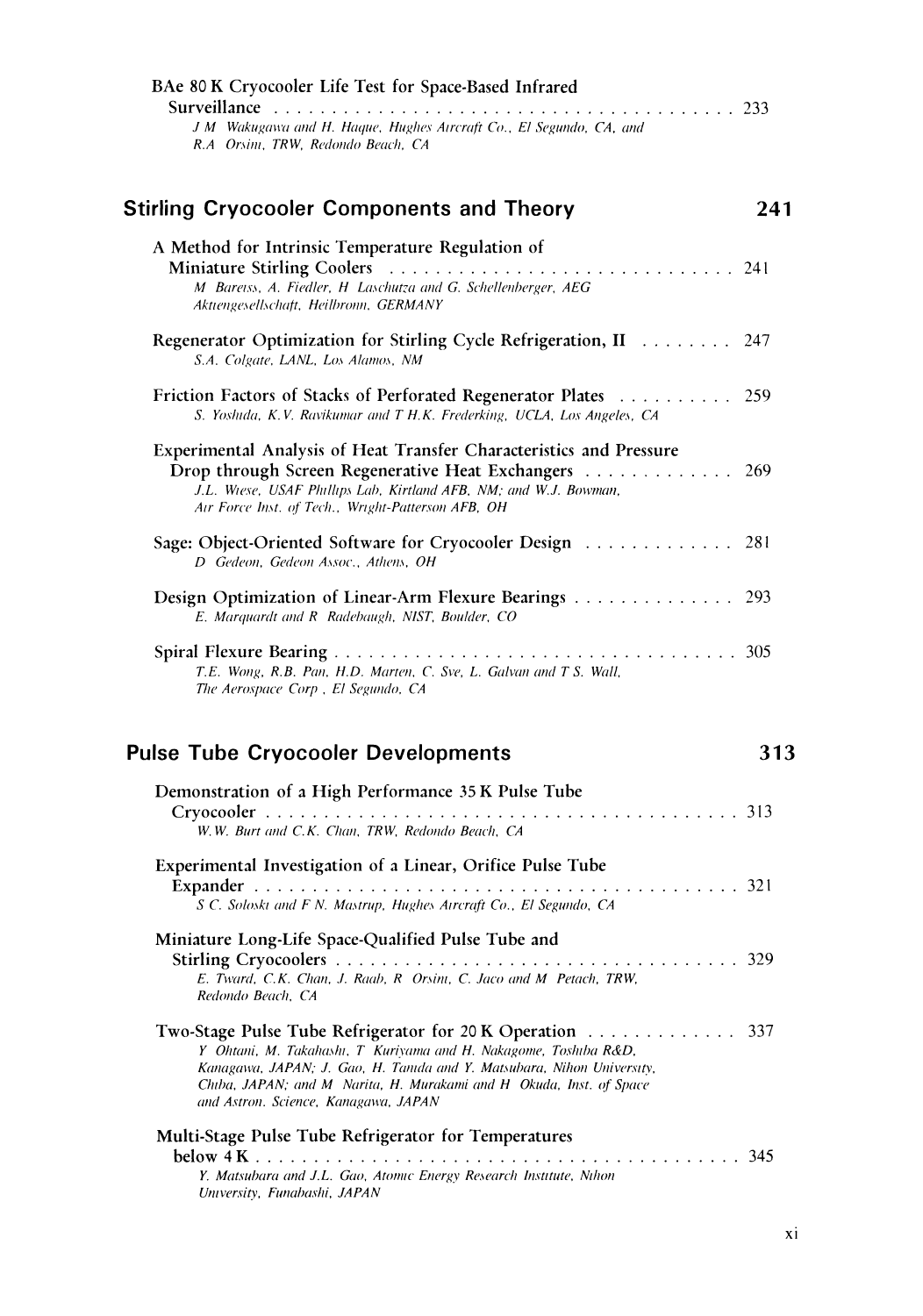BAe 80 K Cryocooler Life Test for Space-Based Infrared Surveillance . . . . . . . . . . 233
*J.M. Wakugawa and H. Haque, Hughes Aircraft Co., El Segundo, CA, and R.A. Orsini, TRW, Redondo Beach, CA*

## Stirling Cryocooler Components and Theory — 241

A Method for Intrinsic Temperature Regulation of Miniature Stirling Coolers . . . . . . . . . . 241
*M. Bareiss, A. Fiedler, H. Laschutza and G. Schellenberger, AEG Aktiengesellschaft, Heilbronn, GERMANY*

Regenerator Optimization for Stirling Cycle Refrigeration, II . . . . . . . . . . 247
*S.A. Colgate, LANL, Los Alamos, NM*

Friction Factors of Stacks of Perforated Regenerator Plates . . . . . . . . . . 259
*S. Yoshida, K.V. Ravikumar and T.H.K. Frederking, UCLA, Los Angeles, CA*

Experimental Analysis of Heat Transfer Characteristics and Pressure Drop through Screen Regenerative Heat Exchangers . . . . . . . . . . 269
*J.L. Wiese, USAF Phillips Lab, Kirtland AFB, NM; and W.J. Bowman, Air Force Inst. of Tech., Wright-Patterson AFB, OH*

Sage: Object-Oriented Software for Cryocooler Design . . . . . . . . . . 281
*D. Gedeon, Gedeon Assoc., Athens, OH*

Design Optimization of Linear-Arm Flexure Bearings . . . . . . . . . . 293
*E. Marquardt and R. Radebaugh, NIST, Boulder, CO*

Spiral Flexure Bearing . . . . . . . . . . 305
*T.E. Wong, R.B. Pan, H.D. Marten, C. Sve, L. Galvan and T.S. Wall, The Aerospace Corp., El Segundo, CA*

## Pulse Tube Cryocooler Developments — 313

Demonstration of a High Performance 35 K Pulse Tube Cryocooler . . . . . . . . . . 313
*W.W. Burt and C.K. Chan, TRW, Redondo Beach, CA*

Experimental Investigation of a Linear, Orifice Pulse Tube Expander . . . . . . . . . . 321
*S.C. Soloski and F.N. Mastrup, Hughes Aircraft Co., El Segundo, CA*

Miniature Long-Life Space-Qualified Pulse Tube and Stirling Cryocoolers . . . . . . . . . . 329
*E. Tward, C.K. Chan, J. Raab, R. Orsini, C. Jaco and M. Petach, TRW, Redondo Beach, CA*

Two-Stage Pulse Tube Refrigerator for 20 K Operation . . . . . . . . . . 337
*Y. Ohtani, M. Takahashi, T. Kuriyama and H. Nakagome, Toshiba R&D, Kanagawa, JAPAN; J. Gao, H. Tanida and Y. Matsubara, Nihon University, Chiba, JAPAN; and M. Narita, H. Murakami and H. Okuda, Inst. of Space and Astron. Science, Kanagawa, JAPAN*

Multi-Stage Pulse Tube Refrigerator for Temperatures below 4 K . . . . . . . . . . 345
*Y. Matsubara and J.L. Gao, Atomic Energy Research Institute, Nihon University, Funabashi, JAPAN*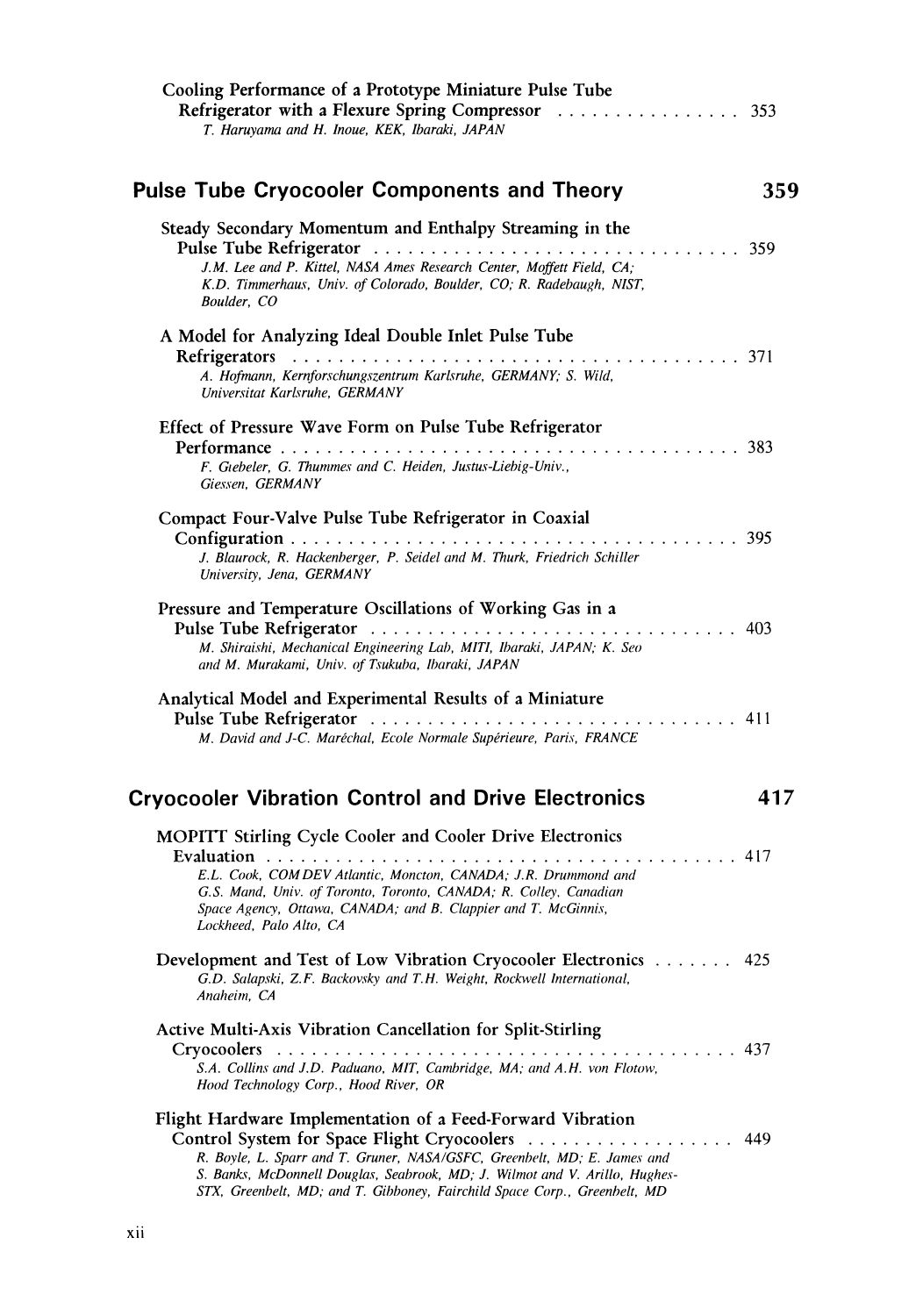Cooling Performance of a Prototype Miniature Pulse Tube Refrigerator with a Flexure Spring Compressor . . . . . . . . . . . . . . . . 353
*T. Haruyama and H. Inoue, KEK, Ibaraki, JAPAN*

## Pulse Tube Cryocooler Components and Theory — 359

Steady Secondary Momentum and Enthalpy Streaming in the Pulse Tube Refrigerator . . . . . . . . . . . . . . . . . . . . . . . . . . . . . . . . 359
*J.M. Lee and P. Kittel, NASA Ames Research Center, Moffett Field, CA; K.D. Timmerhaus, Univ. of Colorado, Boulder, CO; R. Radebaugh, NIST, Boulder, CO*

A Model for Analyzing Ideal Double Inlet Pulse Tube Refrigerators . . . . . . . . . . . . . . . . . . . . . . . . . . . . . . . . . . . . . . . 371
*A. Hofmann, Kernforschungszentrum Karlsruhe, GERMANY; S. Wild, Universitat Karlsruhe, GERMANY*

Effect of Pressure Wave Form on Pulse Tube Refrigerator Performance . . . . . . . . . . . . . . . . . . . . . . . . . . . . . . . . . . . . . . . . 383
*F. Giebeler, G. Thummes and C. Heiden, Justus-Liebig-Univ., Giessen, GERMANY*

Compact Four-Valve Pulse Tube Refrigerator in Coaxial Configuration . . . . . . . . . . . . . . . . . . . . . . . . . . . . . . . . . . . . . . . 395
*J. Blaurock, R. Hackenberger, P. Seidel and M. Thurk, Friedrich Schiller University, Jena, GERMANY*

Pressure and Temperature Oscillations of Working Gas in a Pulse Tube Refrigerator . . . . . . . . . . . . . . . . . . . . . . . . . . . . . . . . 403
*M. Shiraishi, Mechanical Engineering Lab, MITI, Ibaraki, JAPAN; K. Seo and M. Murakami, Univ. of Tsukuba, Ibaraki, JAPAN*

Analytical Model and Experimental Results of a Miniature Pulse Tube Refrigerator . . . . . . . . . . . . . . . . . . . . . . . . . . . . . . . . 411
*M. David and J-C. Maréchal, Ecole Normale Supérieure, Paris, FRANCE*

## Cryocooler Vibration Control and Drive Electronics — 417

MOPITT Stirling Cycle Cooler and Cooler Drive Electronics Evaluation . . . . . . . . . . . . . . . . . . . . . . . . . . . . . . . . . . . . . . . . . 417
*E.L. Cook, COM DEV Atlantic, Moncton, CANADA; J.R. Drummond and G.S. Mand, Univ. of Toronto, Toronto, CANADA; R. Colley, Canadian Space Agency, Ottawa, CANADA; and B. Clappier and T. McGinnis, Lockheed, Palo Alto, CA*

Development and Test of Low Vibration Cryocooler Electronics . . . . . . . 425
*G.D. Salapski, Z.F. Backovsky and T.H. Weight, Rockwell International, Anaheim, CA*

Active Multi-Axis Vibration Cancellation for Split-Stirling Cryocoolers . . . . . . . . . . . . . . . . . . . . . . . . . . . . . . . . . . . . . . . . . 437
*S.A. Collins and J.D. Paduano, MIT, Cambridge, MA; and A.H. von Flotow, Hood Technology Corp., Hood River, OR*

Flight Hardware Implementation of a Feed-Forward Vibration Control System for Space Flight Cryocoolers . . . . . . . . . . . . . . . . . . 449
*R. Boyle, L. Sparr and T. Gruner, NASA/GSFC, Greenbelt, MD; E. James and S. Banks, McDonnell Douglas, Seabrook, MD; J. Wilmot and V. Arillo, Hughes-STX, Greenbelt, MD; and T. Gibboney, Fairchild Space Corp., Greenbelt, MD*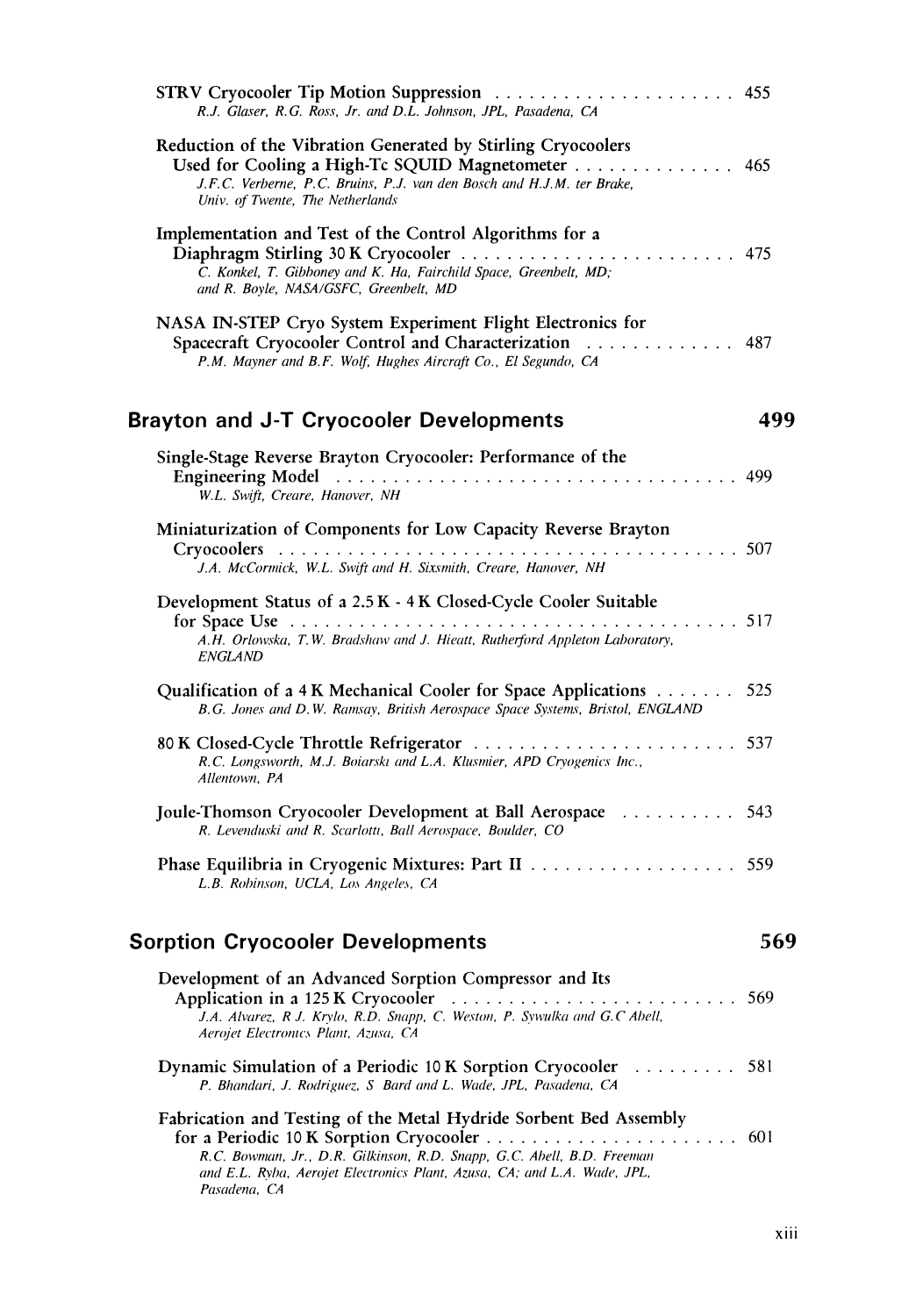STRV Cryocooler Tip Motion Suppression . . . . . . . . . . . . . . . . . . . . 455
*R.J. Glaser, R.G. Ross, Jr. and D.L. Johnson, JPL, Pasadena, CA*

Reduction of the Vibration Generated by Stirling Cryocoolers Used for Cooling a High-Tc SQUID Magnetometer . . . . . . . . . . . . . 465
*J.F.C. Verberne, P.C. Bruins, P.J. van den Bosch and H.J.M. ter Brake, Univ. of Twente, The Netherlands*

Implementation and Test of the Control Algorithms for a Diaphragm Stirling 30 K Cryocooler . . . . . . . . . . . . . . . . . . . . . . . . 475
*C. Konkel, T. Gibboney and K. Ha, Fairchild Space, Greenbelt, MD; and R. Boyle, NASA/GSFC, Greenbelt, MD*

NASA IN-STEP Cryo System Experiment Flight Electronics for Spacecraft Cryocooler Control and Characterization . . . . . . . . . . . . 487
*P.M. Mayner and B.F. Wolf, Hughes Aircraft Co., El Segundo, CA*

## Brayton and J-T Cryocooler Developments 499

Single-Stage Reverse Brayton Cryocooler: Performance of the Engineering Model . . . . . . . . . . . . . . . . . . . . . . . . . . . . . . . . . 499
*W.L. Swift, Creare, Hanover, NH*

Miniaturization of Components for Low Capacity Reverse Brayton Cryocoolers . . . . . . . . . . . . . . . . . . . . . . . . . . . . . . . . . . . . . . 507
*J.A. McCormick, W.L. Swift and H. Sixsmith, Creare, Hanover, NH*

Development Status of a 2.5 K - 4 K Closed-Cycle Cooler Suitable for Space Use . . . . . . . . . . . . . . . . . . . . . . . . . . . . . . . . . . . . . . 517
*A.H. Orlowska, T.W. Bradshaw and J. Hieatt, Rutherford Appleton Laboratory, ENGLAND*

Qualification of a 4 K Mechanical Cooler for Space Applications . . . . . . . 525
*B.G. Jones and D.W. Ramsay, British Aerospace Space Systems, Bristol, ENGLAND*

80 K Closed-Cycle Throttle Refrigerator . . . . . . . . . . . . . . . . . . . . . . 537
*R.C. Longsworth, M.J. Boiarski and L.A. Klusmier, APD Cryogenics Inc., Allentown, PA*

Joule-Thomson Cryocooler Development at Ball Aerospace . . . . . . . . . . 543
*R. Levenduski and R. Scarlotti, Ball Aerospace, Boulder, CO*

Phase Equilibria in Cryogenic Mixtures: Part II . . . . . . . . . . . . . . . . . . 559
*L.B. Robinson, UCLA, Los Angeles, CA*

## Sorption Cryocooler Developments 569

Development of an Advanced Sorption Compressor and Its Application in a 125 K Cryocooler . . . . . . . . . . . . . . . . . . . . . . . . . 569
*J.A. Alvarez, R.J. Krylo, R.D. Snapp, C. Weston, P. Sywulka and G.C Abell, Aerojet Electronics Plant, Azusa, CA*

Dynamic Simulation of a Periodic 10 K Sorption Cryocooler . . . . . . . . . 581
*P. Bhandari, J. Rodriguez, S. Bard and L. Wade, JPL, Pasadena, CA*

Fabrication and Testing of the Metal Hydride Sorbent Bed Assembly for a Periodic 10 K Sorption Cryocooler . . . . . . . . . . . . . . . . . . . . . . 601
*R.C. Bowman, Jr., D.R. Gilkinson, R.D. Snapp, G.C. Abell, B.D. Freeman and E.L. Ryba, Aerojet Electronics Plant, Azusa, CA; and L.A. Wade, JPL, Pasadena, CA*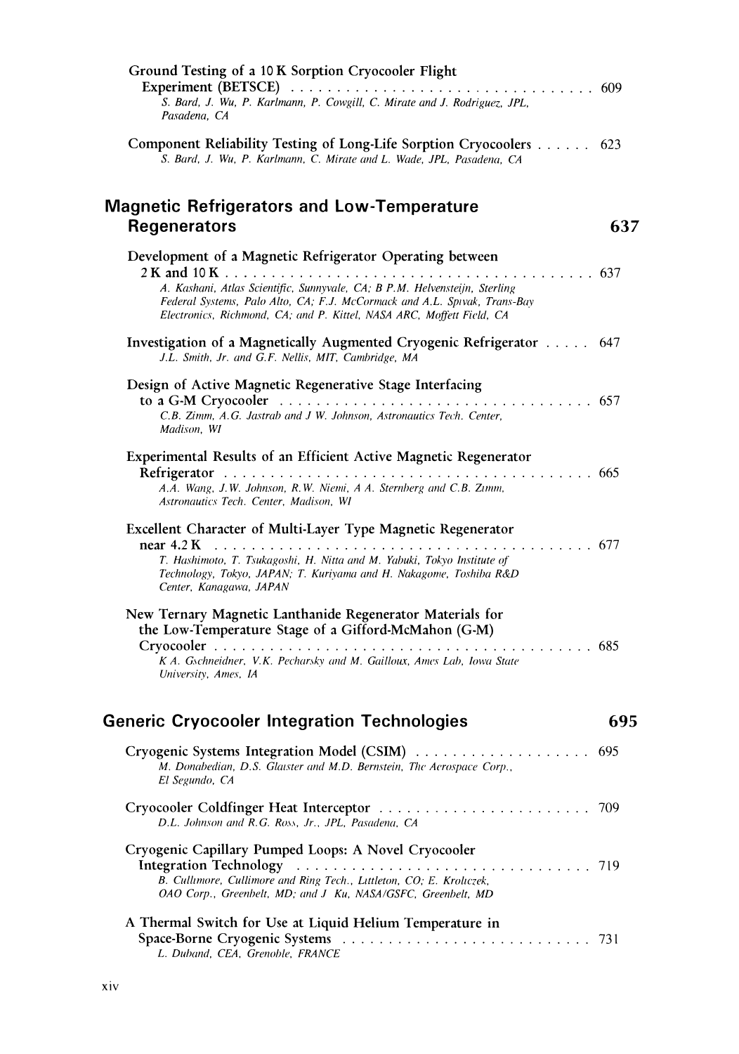Ground Testing of a 10 K Sorption Cryocooler Flight Experiment (BETSCE) . . . . . . . . . . . . . . . . . . . . . . . . . . . . . . . . 609
*S. Bard, J. Wu, P. Karlmann, P. Cowgill, C. Mirate and J. Rodriguez, JPL, Pasadena, CA*

Component Reliability Testing of Long-Life Sorption Cryocoolers . . . . . . 623
*S. Bard, J. Wu, P. Karlmann, C. Mirate and L. Wade, JPL, Pasadena, CA*

## Magnetic Refrigerators and Low-Temperature Regenerators — 637

Development of a Magnetic Refrigerator Operating between 2 K and 10 K . . . . . . . . . . . . . . . . . . . . . . . . . . . . . . . . . . . . . . . . 637
*A. Kashani, Atlas Scientific, Sunnyvale, CA; B P.M. Helvensteijn, Sterling Federal Systems, Palo Alto, CA; F.J. McCormack and A.L. Spivak, Trans-Bay Electronics, Richmond, CA; and P. Kittel, NASA ARC, Moffett Field, CA*

Investigation of a Magnetically Augmented Cryogenic Refrigerator . . . . . 647
*J.L. Smith, Jr. and G.F. Nellis, MIT, Cambridge, MA*

Design of Active Magnetic Regenerative Stage Interfacing to a G-M Cryocooler . . . . . . . . . . . . . . . . . . . . . . . . . . . . . . . . . . 657
*C.B. Zimm, A.G. Jastrab and J W. Johnson, Astronautics Tech. Center, Madison, WI*

Experimental Results of an Efficient Active Magnetic Regenerator Refrigerator . . . . . . . . . . . . . . . . . . . . . . . . . . . . . . . . . . . . . . . . 665
*A.A. Wang, J.W. Johnson, R.W. Niemi, A A. Sternberg and C.B. Zimm, Astronautics Tech. Center, Madison, WI*

Excellent Character of Multi-Layer Type Magnetic Regenerator near 4.2 K . . . . . . . . . . . . . . . . . . . . . . . . . . . . . . . . . . . . . . . . 677
*T. Hashimoto, T. Tsukagoshi, H. Nitta and M. Yabuki, Tokyo Institute of Technology, Tokyo, JAPAN; T. Kuriyama and H. Nakagome, Toshiba R&D Center, Kanagawa, JAPAN*

New Ternary Magnetic Lanthanide Regenerator Materials for the Low-Temperature Stage of a Gifford-McMahon (G-M) Cryocooler . . . . . . . . . . . . . . . . . . . . . . . . . . . . . . . . . . . . . . . . . . 685
*K A. Gschneidner, V.K. Pecharsky and M. Gailloux, Ames Lab, Iowa State University, Ames, IA*

## Generic Cryocooler Integration Technologies — 695

Cryogenic Systems Integration Model (CSIM) . . . . . . . . . . . . . . . . . . . 695
*M. Donabedian, D.S. Glaister and M.D. Bernstein, The Aerospace Corp., El Segundo, CA*

Cryocooler Coldfinger Heat Interceptor . . . . . . . . . . . . . . . . . . . . . . . 709
*D.L. Johnson and R.G. Ross, Jr., JPL, Pasadena, CA*

Cryogenic Capillary Pumped Loops: A Novel Cryocooler Integration Technology . . . . . . . . . . . . . . . . . . . . . . . . . . . . . . . . 719
*B. Cullimore, Cullimore and Ring Tech., Littleton, CO; E. Kroliczek, OAO Corp., Greenbelt, MD; and J Ku, NASA/GSFC, Greenbelt, MD*

A Thermal Switch for Use at Liquid Helium Temperature in Space-Borne Cryogenic Systems . . . . . . . . . . . . . . . . . . . . . . . . . . . 731
*L. Duband, CEA, Grenoble, FRANCE*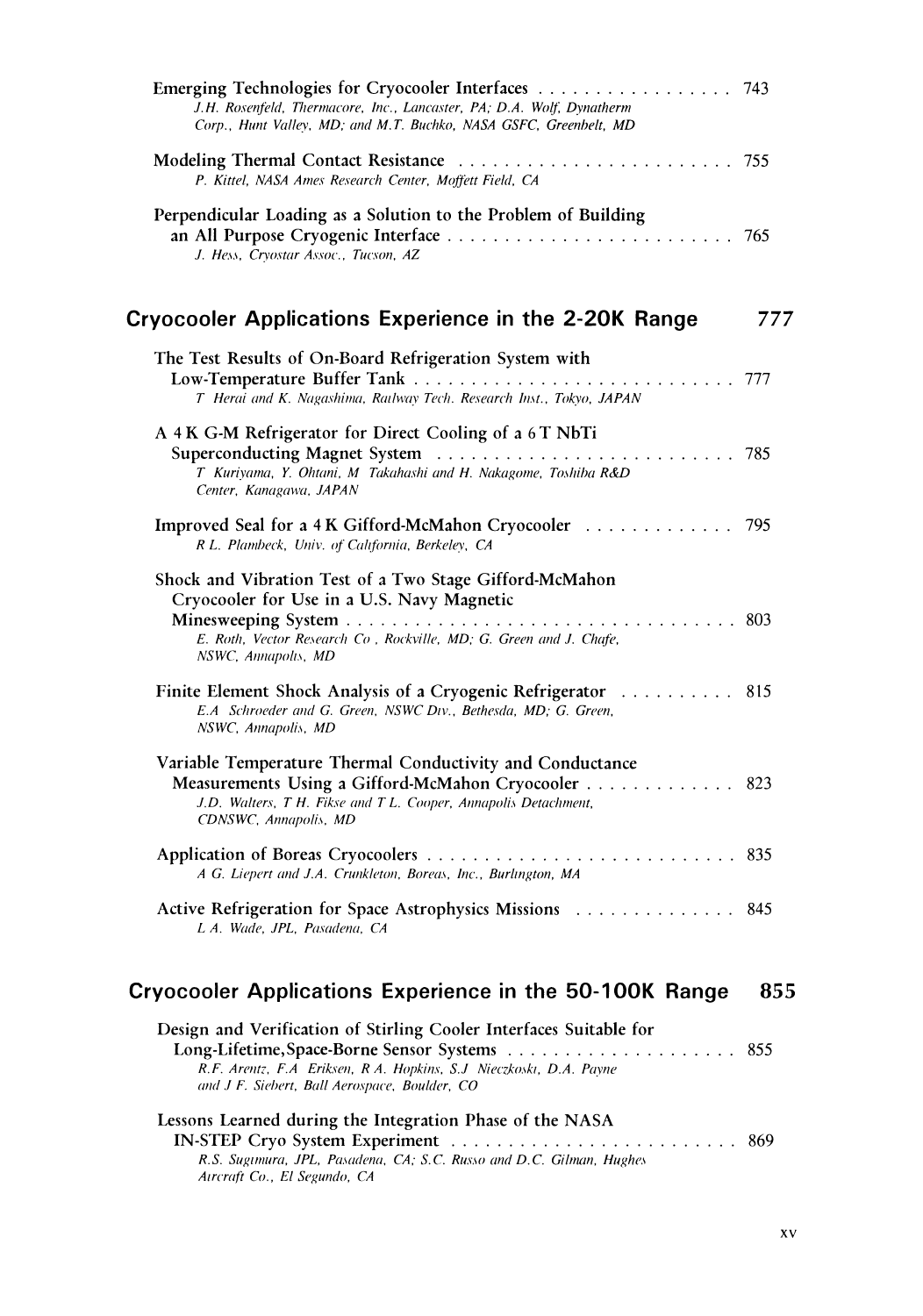Emerging Technologies for Cryocooler Interfaces . . . . . . . . . . . . . . . . . 743
*J.H. Rosenfeld, Thermacore, Inc., Lancaster, PA; D.A. Wolf, Dynatherm Corp., Hunt Valley, MD; and M.T. Buchko, NASA GSFC, Greenbelt, MD*

Modeling Thermal Contact Resistance . . . . . . . . . . . . . . . . . . . . . . . . 755
*P. Kittel, NASA Ames Research Center, Moffett Field, CA*

Perpendicular Loading as a Solution to the Problem of Building an All Purpose Cryogenic Interface . . . . . . . . . . . . . . . . . . . . . . . . . 765
*J. Hess, Cryostar Assoc., Tucson, AZ*

## Cryocooler Applications Experience in the 2-20K Range 777

The Test Results of On-Board Refrigeration System with Low-Temperature Buffer Tank . . . . . . . . . . . . . . . . . . . . . . . . . . . . 777
*T Herai and K. Nagashima, Railway Tech. Research Inst., Tokyo, JAPAN*

A 4 K G-M Refrigerator for Direct Cooling of a 6 T NbTi Superconducting Magnet System . . . . . . . . . . . . . . . . . . . . . . . . . . 785
*T Kuriyama, Y. Ohtani, M Takahashi and H. Nakagome, Toshiba R&D Center, Kanagawa, JAPAN*

Improved Seal for a 4 K Gifford-McMahon Cryocooler . . . . . . . . . . . . . 795
*R L. Plambeck, Univ. of California, Berkeley, CA*

Shock and Vibration Test of a Two Stage Gifford-McMahon Cryocooler for Use in a U.S. Navy Magnetic Minesweeping System . . . . . . . . . . . . . . . . . . . . . . . . . . . . . . . . . . 803
*E. Roth, Vector Research Co , Rockville, MD; G. Green and J. Chafe, NSWC, Annapolis, MD*

Finite Element Shock Analysis of a Cryogenic Refrigerator . . . . . . . . . . 815
*E.A Schroeder and G. Green, NSWC Div., Bethesda, MD; G. Green, NSWC, Annapolis, MD*

Variable Temperature Thermal Conductivity and Conductance Measurements Using a Gifford-McMahon Cryocooler . . . . . . . . . . . . . 823
*J.D. Walters, T H. Fikse and T L. Cooper, Annapolis Detachment, CDNSWC, Annapolis, MD*

Application of Boreas Cryocoolers . . . . . . . . . . . . . . . . . . . . . . . . . . . 835
*A G. Liepert and J.A. Crunkleton, Boreas, Inc., Burlington, MA*

Active Refrigeration for Space Astrophysics Missions . . . . . . . . . . . . . . 845
*L A. Wade, JPL, Pasadena, CA*

## Cryocooler Applications Experience in the 50-100K Range 855

Design and Verification of Stirling Cooler Interfaces Suitable for Long-Lifetime,Space-Borne Sensor Systems . . . . . . . . . . . . . . . . . . . . 855
*R.F. Arentz, F.A Eriksen, R A. Hopkins, S.J Nieczkoski, D.A. Payne and J F. Siebert, Ball Aerospace, Boulder, CO*

Lessons Learned during the Integration Phase of the NASA IN-STEP Cryo System Experiment . . . . . . . . . . . . . . . . . . . . . . . . . 869
*R.S. Sugimura, JPL, Pasadena, CA; S.C. Russo and D.C. Gilman, Hughes Aircraft Co., El Segundo, CA*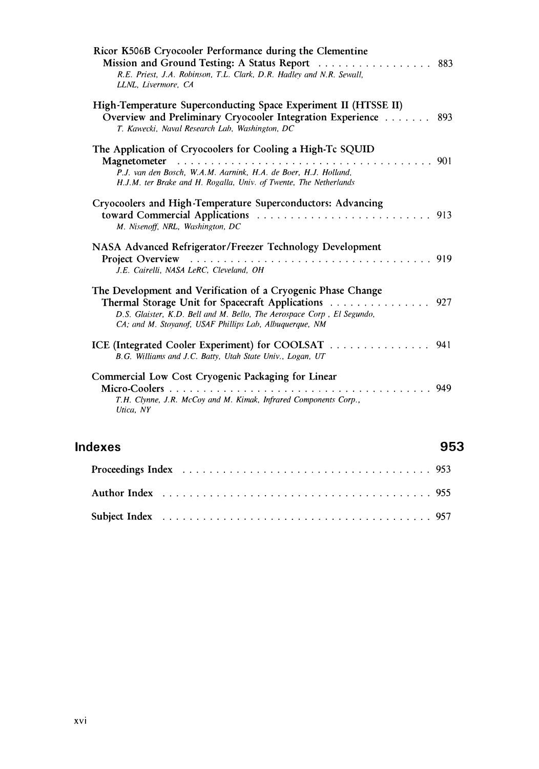**Ricor K506B Cryocooler Performance during the Clementine Mission and Ground Testing: A Status Report** . . . . . . . . . . . . . . . . . 883
*R.E. Priest, J.A. Robinson, T.L. Clark, D.R. Hadley and N.R. Sewall, LLNL, Livermore, CA*

**High-Temperature Superconducting Space Experiment II (HTSSE II) Overview and Preliminary Cryocooler Integration Experience** . . . . . . . 893
*T. Kawecki, Naval Research Lab, Washington, DC*

**The Application of Cryocoolers for Cooling a High-Tc SQUID Magnetometer** . . . . . . . . . . . . . . . . . . . . . . . . . . . . . . . . . . . . . . . 901
*P.J. van den Bosch, W.A.M. Aarnink, H.A. de Boer, H.J. Holland, H.J.M. ter Brake and H. Rogalla, Univ. of Twente, The Netherlands*

**Cryocoolers and High-Temperature Superconductors: Advancing toward Commercial Applications** . . . . . . . . . . . . . . . . . . . . . . . . . . 913
*M. Nisenoff, NRL, Washington, DC*

**NASA Advanced Refrigerator/Freezer Technology Development Project Overview** . . . . . . . . . . . . . . . . . . . . . . . . . . . . . . . . . . . . 919
*J.E. Cairelli, NASA LeRC, Cleveland, OH*

**The Development and Verification of a Cryogenic Phase Change Thermal Storage Unit for Spacecraft Applications** . . . . . . . . . . . . . . . 927
*D.S. Glaister, K.D. Bell and M. Bello, The Aerospace Corp , El Segundo, CA; and M. Stoyanof, USAF Phillips Lab, Albuquerque, NM*

**ICE (Integrated Cooler Experiment) for COOLSAT** . . . . . . . . . . . . . . . 941
*B.G. Williams and J.C. Batty, Utah State Univ., Logan, UT*

**Commercial Low Cost Cryogenic Packaging for Linear Micro-Coolers** . . . . . . . . . . . . . . . . . . . . . . . . . . . . . . . . . . . . . . . 949
*T.H. Clynne, J.R. McCoy and M. Kimak, Infrared Components Corp., Utica, NY*

## Indexes 953

**Proceedings Index** . . . . . . . . . . . . . . . . . . . . . . . . . . . . . . . . . . . . 953

**Author Index** . . . . . . . . . . . . . . . . . . . . . . . . . . . . . . . . . . . . . . . 955

**Subject Index** . . . . . . . . . . . . . . . . . . . . . . . . . . . . . . . . . . . . . . 957